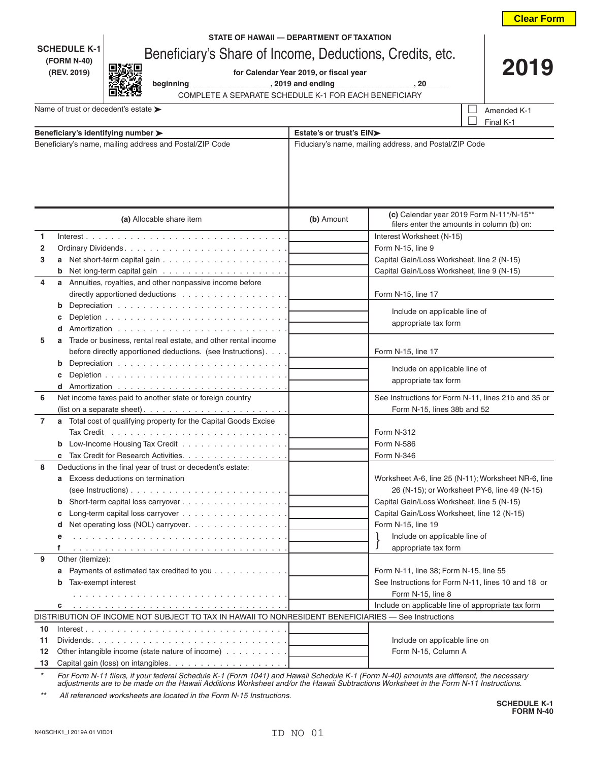Clear Form

**SCHEDULE K-1**
**(FORM N-40)**
**(REV. 2019)**

**STATE OF HAWAII — DEPARTMENT OF TAXATION**

# Beneficiary's Share of Income, Deductions, Credits, etc.

**for Calendar Year 2019, or fiscal year**

**beginning \_\_\_\_\_\_\_\_\_\_\_\_\_\_\_\_\_\_, 2019 and ending \_\_\_\_\_\_\_\_\_\_\_\_\_\_\_\_\_\_, 20\_\_\_\_\_**

COMPLETE A SEPARATE SCHEDULE K-1 FOR EACH BENEFICIARY

# 2019

Name of trust or decedent's estate ➤

☐ Amended K-1
☐ Final K-1

| **Beneficiary's identifying number ➤** | **Estate's or trust's EIN➤** |
|---|---|
| Beneficiary's name, mailing address and Postal/ZIP Code | Fiduciary's name, mailing address, and Postal/ZIP Code |

| | | **(a)** Allocable share item | **(b)** Amount | **(c)** Calendar year 2019 Form N-11*/N-15** filers enter the amounts in column (b) on: |
|---|---|---|---|---|
| 1 | | Interest | | Interest Worksheet (N-15) |
| 2 | | Ordinary Dividends | | Form N-15, line 9 |
| 3 | a | Net short-term capital gain | | Capital Gain/Loss Worksheet, line 2 (N-15) |
| | b | Net long-term capital gain | | Capital Gain/Loss Worksheet, line 9 (N-15) |
| 4 | a | Annuities, royalties, and other nonpassive income before directly apportioned deductions | | Form N-15, line 17 |
| | b | Depreciation | | Include on applicable line of appropriate tax form |
| | c | Depletion | | |
| | d | Amortization | | |
| 5 | a | Trade or business, rental real estate, and other rental income before directly apportioned deductions. (see Instructions) | | Form N-15, line 17 |
| | b | Depreciation | | Include on applicable line of appropriate tax form |
| | c | Depletion | | |
| | d | Amortization | | |
| 6 | | Net income taxes paid to another state or foreign country (list on a separate sheet) | | See Instructions for Form N-11, lines 21b and 35 or Form N-15, lines 38b and 52 |
| 7 | a | Total cost of qualifying property for the Capital Goods Excise Tax Credit | | Form N-312 |
| | b | Low-Income Housing Tax Credit | | Form N-586 |
| | c | Tax Credit for Research Activities | | Form N-346 |
| 8 | | Deductions in the final year of trust or decedent's estate: | | |
| | a | Excess deductions on termination (see Instructions) | | Worksheet A-6, line 25 (N-11); Worksheet NR-6, line 26 (N-15); or Worksheet PY-6, line 49 (N-15) |
| | b | Short-term capital loss carryover | | Capital Gain/Loss Worksheet, line 5 (N-15) |
| | c | Long-term capital loss carryover | | Capital Gain/Loss Worksheet, line 12 (N-15) |
| | d | Net operating loss (NOL) carryover | | Form N-15, line 19 |
| | e | | | Include on applicable line of appropriate tax form |
| | f | | | |
| 9 | | Other (itemize): | | |
| | a | Payments of estimated tax credited to you | | Form N-11, line 38; Form N-15, line 55 |
| | b | Tax-exempt interest | | See Instructions for Form N-11, lines 10 and 18 or Form N-15, line 8 |
| | c | | | Include on applicable line of appropriate tax form |
| | | DISTRIBUTION OF INCOME NOT SUBJECT TO TAX IN HAWAII TO NONRESIDENT BENEFICIARIES — See Instructions | | |
| 10 | | Interest | | Include on applicable line on Form N-15, Column A |
| 11 | | Dividends | | |
| 12 | | Other intangible income (state nature of income) | | |
| 13 | | Capital gain (loss) on intangibles | | |

\* *For Form N-11 filers, if your federal Schedule K-1 (Form 1041) and Hawaii Schedule K-1 (Form N-40) amounts are different, the necessary adjustments are to be made on the Hawaii Additions Worksheet and/or the Hawaii Subtractions Worksheet in the Form N-11 Instructions.*

\*\* *All referenced worksheets are located in the Form N-15 Instructions.*

**SCHEDULE K-1**
**FORM N-40**

N40SCHK1_I 2019A 01 VID01

ID NO 01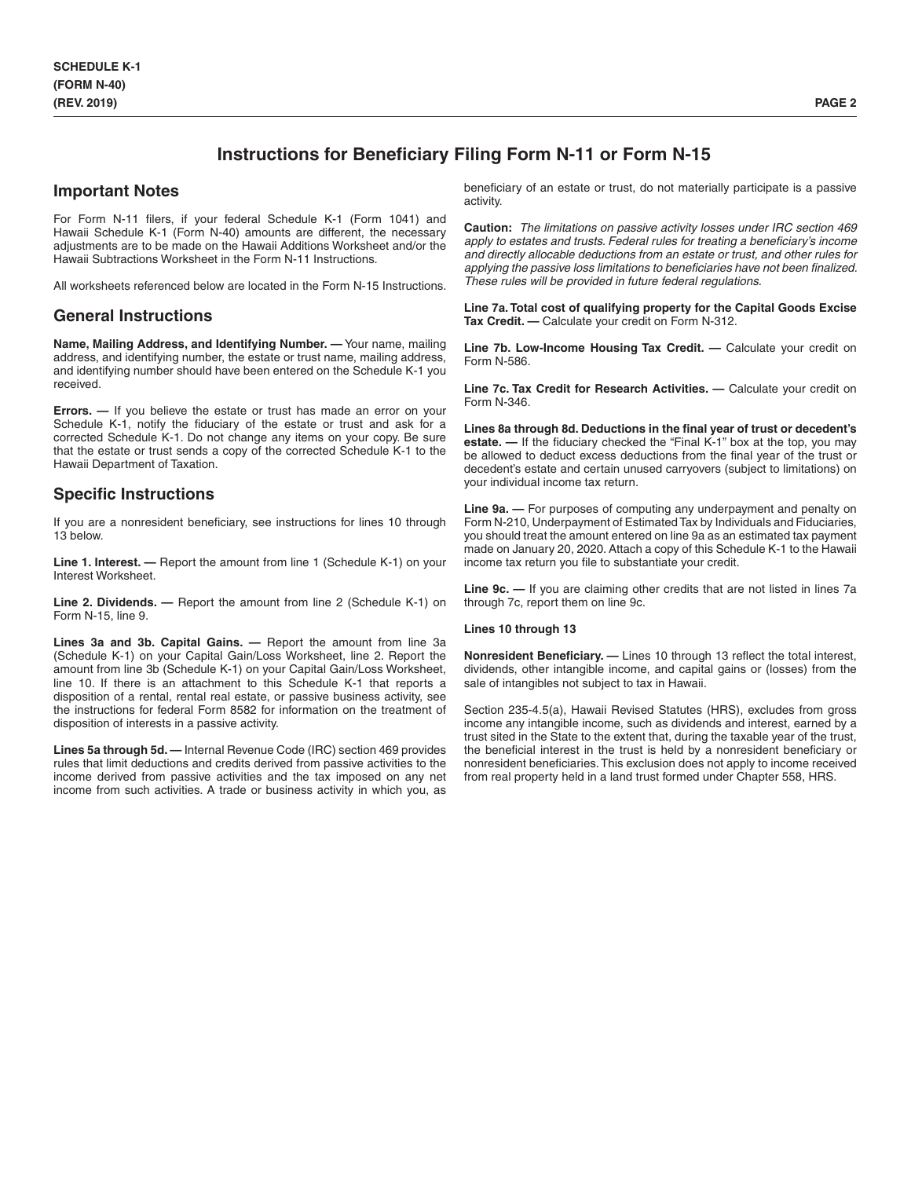# Instructions for Beneficiary Filing Form N-11 or Form N-15

## Important Notes

For Form N-11 filers, if your federal Schedule K-1 (Form 1041) and Hawaii Schedule K-1 (Form N-40) amounts are different, the necessary adjustments are to be made on the Hawaii Additions Worksheet and/or the Hawaii Subtractions Worksheet in the Form N-11 Instructions.

All worksheets referenced below are located in the Form N-15 Instructions.

## General Instructions

**Name, Mailing Address, and Identifying Number. —** Your name, mailing address, and identifying number, the estate or trust name, mailing address, and identifying number should have been entered on the Schedule K-1 you received.

**Errors. —** If you believe the estate or trust has made an error on your Schedule K-1, notify the fiduciary of the estate or trust and ask for a corrected Schedule K-1. Do not change any items on your copy. Be sure that the estate or trust sends a copy of the corrected Schedule K-1 to the Hawaii Department of Taxation.

## Specific Instructions

If you are a nonresident beneficiary, see instructions for lines 10 through 13 below.

**Line 1. Interest. —** Report the amount from line 1 (Schedule K-1) on your Interest Worksheet.

**Line 2. Dividends. —** Report the amount from line 2 (Schedule K-1) on Form N-15, line 9.

**Lines 3a and 3b. Capital Gains. —** Report the amount from line 3a (Schedule K-1) on your Capital Gain/Loss Worksheet, line 2. Report the amount from line 3b (Schedule K-1) on your Capital Gain/Loss Worksheet, line 10. If there is an attachment to this Schedule K-1 that reports a disposition of a rental, rental real estate, or passive business activity, see the instructions for federal Form 8582 for information on the treatment of disposition of interests in a passive activity.

**Lines 5a through 5d. —** Internal Revenue Code (IRC) section 469 provides rules that limit deductions and credits derived from passive activities to the income derived from passive activities and the tax imposed on any net income from such activities. A trade or business activity in which you, as beneficiary of an estate or trust, do not materially participate is a passive activity.

**Caution:** *The limitations on passive activity losses under IRC section 469 apply to estates and trusts. Federal rules for treating a beneficiary's income and directly allocable deductions from an estate or trust, and other rules for applying the passive loss limitations to beneficiaries have not been finalized. These rules will be provided in future federal regulations.*

**Line 7a. Total cost of qualifying property for the Capital Goods Excise Tax Credit. —** Calculate your credit on Form N-312.

**Line 7b. Low-Income Housing Tax Credit. —** Calculate your credit on Form N-586.

**Line 7c. Tax Credit for Research Activities. —** Calculate your credit on Form N-346.

**Lines 8a through 8d. Deductions in the final year of trust or decedent's estate. —** If the fiduciary checked the "Final K-1" box at the top, you may be allowed to deduct excess deductions from the final year of the trust or decedent's estate and certain unused carryovers (subject to limitations) on your individual income tax return.

**Line 9a. —** For purposes of computing any underpayment and penalty on Form N-210, Underpayment of Estimated Tax by Individuals and Fiduciaries, you should treat the amount entered on line 9a as an estimated tax payment made on January 20, 2020. Attach a copy of this Schedule K-1 to the Hawaii income tax return you file to substantiate your credit.

**Line 9c. —** If you are claiming other credits that are not listed in lines 7a through 7c, report them on line 9c.

**Lines 10 through 13**

**Nonresident Beneficiary. —** Lines 10 through 13 reflect the total interest, dividends, other intangible income, and capital gains or (losses) from the sale of intangibles not subject to tax in Hawaii.

Section 235-4.5(a), Hawaii Revised Statutes (HRS), excludes from gross income any intangible income, such as dividends and interest, earned by a trust sited in the State to the extent that, during the taxable year of the trust, the beneficial interest in the trust is held by a nonresident beneficiary or nonresident beneficiaries. This exclusion does not apply to income received from real property held in a land trust formed under Chapter 558, HRS.